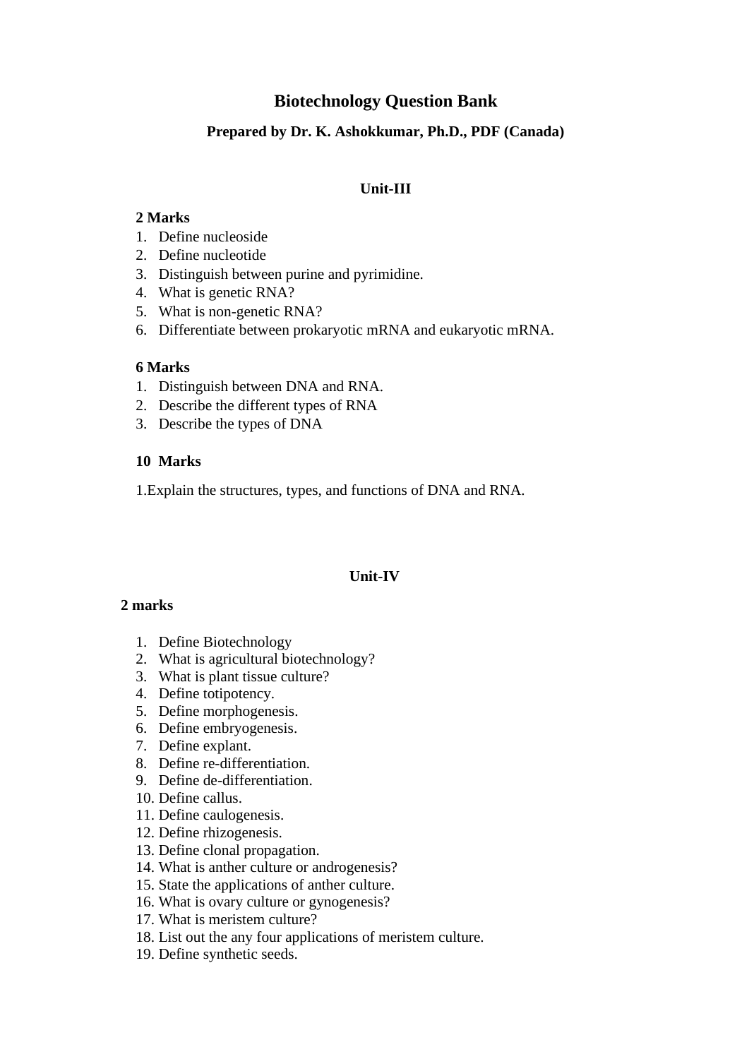# Biotechnology Question Bank

**Prepared by Dr. K. Ashokkumar, Ph.D., PDF (Canada)**

## Unit-III

**2 Marks**

1. Define nucleoside
2. Define nucleotide
3. Distinguish between purine and pyrimidine.
4. What is genetic RNA?
5. What is non-genetic RNA?
6. Differentiate between prokaryotic mRNA and eukaryotic mRNA.

**6 Marks**

1. Distinguish between DNA and RNA.
2. Describe the different types of RNA
3. Describe the types of DNA

**10 Marks**

1.Explain the structures, types, and functions of DNA and RNA.

## Unit-IV

**2 marks**

1. Define Biotechnology
2. What is agricultural biotechnology?
3. What is plant tissue culture?
4. Define totipotency.
5. Define morphogenesis.
6. Define embryogenesis.
7. Define explant.
8. Define re-differentiation.
9. Define de-differentiation.
10. Define callus.
11. Define caulogenesis.
12. Define rhizogenesis.
13. Define clonal propagation.
14. What is anther culture or androgenesis?
15. State the applications of anther culture.
16. What is ovary culture or gynogenesis?
17. What is meristem culture?
18. List out the any four applications of meristem culture.
19. Define synthetic seeds.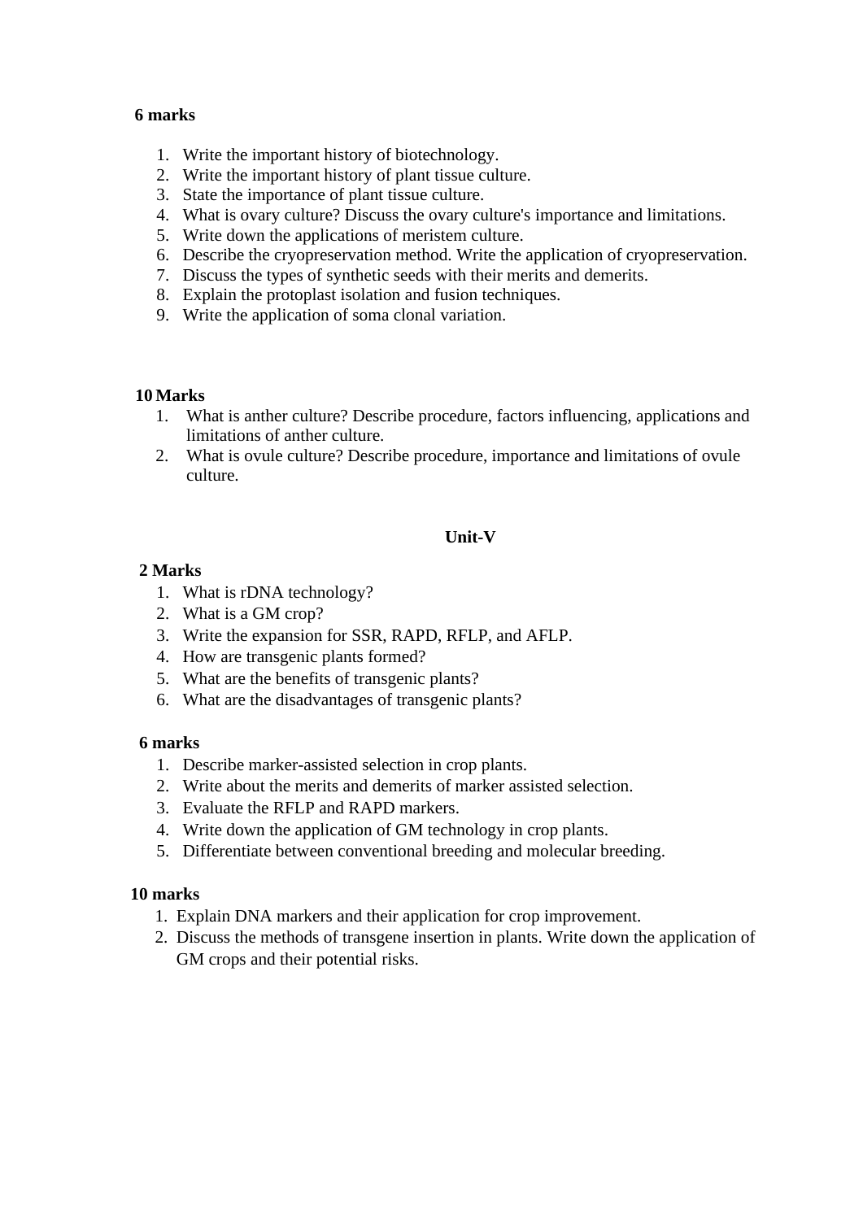**6 marks**

1. Write the important history of biotechnology.
2. Write the important history of plant tissue culture.
3. State the importance of plant tissue culture.
4. What is ovary culture? Discuss the ovary culture's importance and limitations.
5. Write down the applications of meristem culture.
6. Describe the cryopreservation method. Write the application of cryopreservation.
7. Discuss the types of synthetic seeds with their merits and demerits.
8. Explain the protoplast isolation and fusion techniques.
9. Write the application of soma clonal variation.

**10 Marks**

1. What is anther culture? Describe procedure, factors influencing, applications and limitations of anther culture.
2. What is ovule culture? Describe procedure, importance and limitations of ovule culture.

## Unit-V

**2 Marks**

1. What is rDNA technology?
2. What is a GM crop?
3. Write the expansion for SSR, RAPD, RFLP, and AFLP.
4. How are transgenic plants formed?
5. What are the benefits of transgenic plants?
6. What are the disadvantages of transgenic plants?

**6 marks**

1. Describe marker-assisted selection in crop plants.
2. Write about the merits and demerits of marker assisted selection.
3. Evaluate the RFLP and RAPD markers.
4. Write down the application of GM technology in crop plants.
5. Differentiate between conventional breeding and molecular breeding.

**10 marks**

1. Explain DNA markers and their application for crop improvement.
2. Discuss the methods of transgene insertion in plants. Write down the application of GM crops and their potential risks.